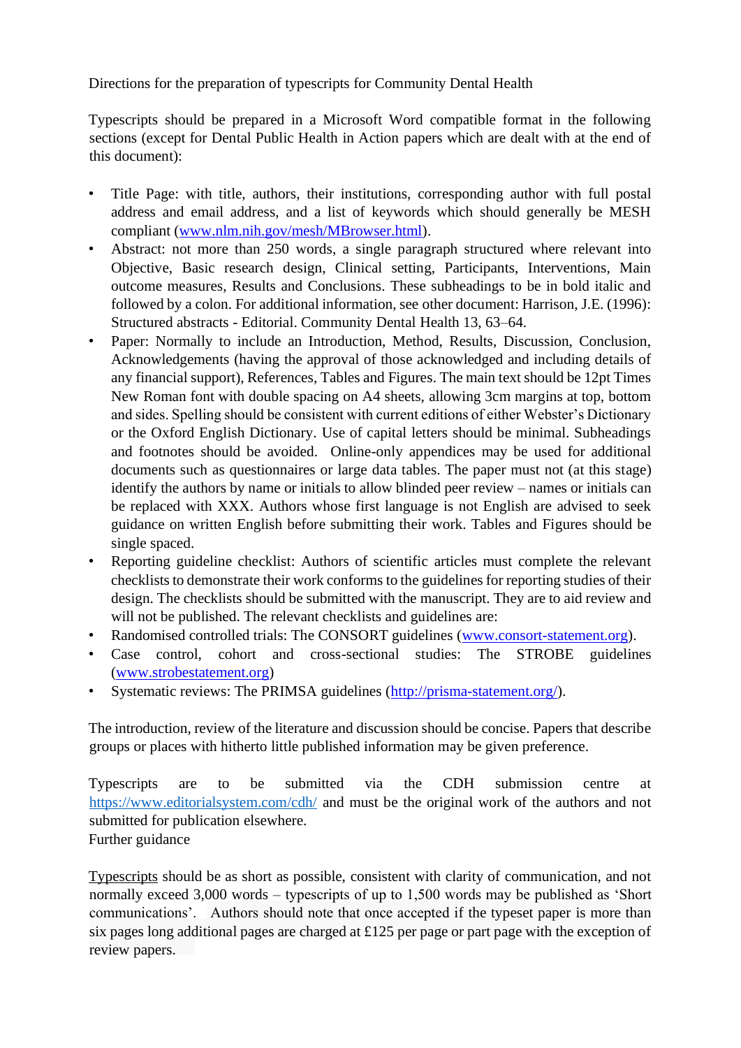Directions for the preparation of typescripts for Community Dental Health

Typescripts should be prepared in a Microsoft Word compatible format in the following sections (except for Dental Public Health in Action papers which are dealt with at the end of this document):

- Title Page: with title, authors, their institutions, corresponding author with full postal address and email address, and a list of keywords which should generally be MESH compliant ([www.nlm.nih.gov/mesh/MBrowser.html](www.nlm.nih.gov/mesh/MBrowser.html)).
- Abstract: not more than 250 words, a single paragraph structured where relevant into Objective, Basic research design, Clinical setting, Participants, Interventions, Main outcome measures, Results and Conclusions. These subheadings to be in bold italic and followed by a colon. For additional information, see other document: Harrison, J.E. (1996): Structured abstracts - Editorial. Community Dental Health 13, 63–64.
- Paper: Normally to include an Introduction, Method, Results, Discussion, Conclusion, Acknowledgements (having the approval of those acknowledged and including details of any financial support), References, Tables and Figures. The main text should be 12pt Times New Roman font with double spacing on A4 sheets, allowing 3cm margins at top, bottom and sides. Spelling should be consistent with current editions of either Webster's Dictionary or the Oxford English Dictionary. Use of capital letters should be minimal. Subheadings and footnotes should be avoided. Online-only appendices may be used for additional documents such as questionnaires or large data tables. The paper must not (at this stage) identify the authors by name or initials to allow blinded peer review – names or initials can be replaced with XXX. Authors whose first language is not English are advised to seek guidance on written English before submitting their work. Tables and Figures should be single spaced.
- Reporting guideline checklist: Authors of scientific articles must complete the relevant checklists to demonstrate their work conforms to the guidelines for reporting studies of their design. The checklists should be submitted with the manuscript. They are to aid review and will not be published. The relevant checklists and guidelines are:
- Randomised controlled trials: The CONSORT guidelines ([www.consort-statement.org](www.consort-statement.org)).
- Case control, cohort and cross-sectional studies: The STROBE guidelines ([www.strobestatement.org](www.strobestatement.org))
- Systematic reviews: The PRIMSA guidelines ([http://prisma-statement.org/](http://prisma-statement.org/)).

The introduction, review of the literature and discussion should be concise. Papers that describe groups or places with hitherto little published information may be given preference.

Typescripts are to be submitted via the CDH submission centre at [https://www.editorialsystem.com/cdh/](https://www.editorialsystem.com/cdh/) and must be the original work of the authors and not submitted for publication elsewhere.

Further guidance

Typescripts should be as short as possible, consistent with clarity of communication, and not normally exceed 3,000 words – typescripts of up to 1,500 words may be published as 'Short communications'. Authors should note that once accepted if the typeset paper is more than six pages long additional pages are charged at £125 per page or part page with the exception of review papers.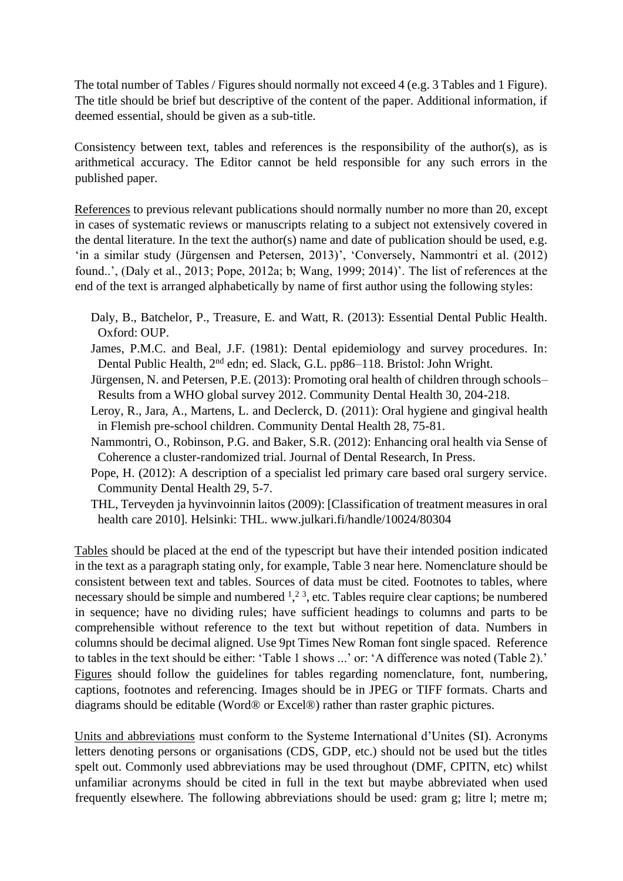The total number of Tables / Figures should normally not exceed 4 (e.g. 3 Tables and 1 Figure). The title should be brief but descriptive of the content of the paper. Additional information, if deemed essential, should be given as a sub-title.

Consistency between text, tables and references is the responsibility of the author(s), as is arithmetical accuracy. The Editor cannot be held responsible for any such errors in the published paper.

References to previous relevant publications should normally number no more than 20, except in cases of systematic reviews or manuscripts relating to a subject not extensively covered in the dental literature. In the text the author(s) name and date of publication should be used, e.g. 'in a similar study (Jürgensen and Petersen, 2013)', 'Conversely, Nammontri et al. (2012) found..', (Daly et al., 2013; Pope, 2012a; b; Wang, 1999; 2014)'. The list of references at the end of the text is arranged alphabetically by name of first author using the following styles:

Daly, B., Batchelor, P., Treasure, E. and Watt, R. (2013): Essential Dental Public Health. Oxford: OUP.

James, P.M.C. and Beal, J.F. (1981): Dental epidemiology and survey procedures. In: Dental Public Health, 2nd edn; ed. Slack, G.L. pp86–118. Bristol: John Wright.

Jürgensen, N. and Petersen, P.E. (2013): Promoting oral health of children through schools– Results from a WHO global survey 2012. Community Dental Health 30, 204-218.

Leroy, R., Jara, A., Martens, L. and Declerck, D. (2011): Oral hygiene and gingival health in Flemish pre-school children. Community Dental Health 28, 75-81.

Nammontri, O., Robinson, P.G. and Baker, S.R. (2012): Enhancing oral health via Sense of Coherence a cluster-randomized trial. Journal of Dental Research, In Press.

Pope, H. (2012): A description of a specialist led primary care based oral surgery service. Community Dental Health 29, 5-7.

THL, Terveyden ja hyvinvoinnin laitos (2009): [Classification of treatment measures in oral health care 2010]. Helsinki: THL. www.julkari.fi/handle/10024/80304

Tables should be placed at the end of the typescript but have their intended position indicated in the text as a paragraph stating only, for example, Table 3 near here. Nomenclature should be consistent between text and tables. Sources of data must be cited. Footnotes to tables, where necessary should be simple and numbered [1],[2] [3], etc. Tables require clear captions; be numbered in sequence; have no dividing rules; have sufficient headings to columns and parts to be comprehensible without reference to the text but without repetition of data. Numbers in columns should be decimal aligned. Use 9pt Times New Roman font single spaced. Reference to tables in the text should be either: 'Table 1 shows ...' or: 'A difference was noted (Table 2).' Figures should follow the guidelines for tables regarding nomenclature, font, numbering, captions, footnotes and referencing. Images should be in JPEG or TIFF formats. Charts and diagrams should be editable (Word® or Excel®) rather than raster graphic pictures.

Units and abbreviations must conform to the Systeme International d'Unites (SI). Acronyms letters denoting persons or organisations (CDS, GDP, etc.) should not be used but the titles spelt out. Commonly used abbreviations may be used throughout (DMF, CPITN, etc) whilst unfamiliar acronyms should be cited in full in the text but maybe abbreviated when used frequently elsewhere. The following abbreviations should be used: gram g; litre l; metre m;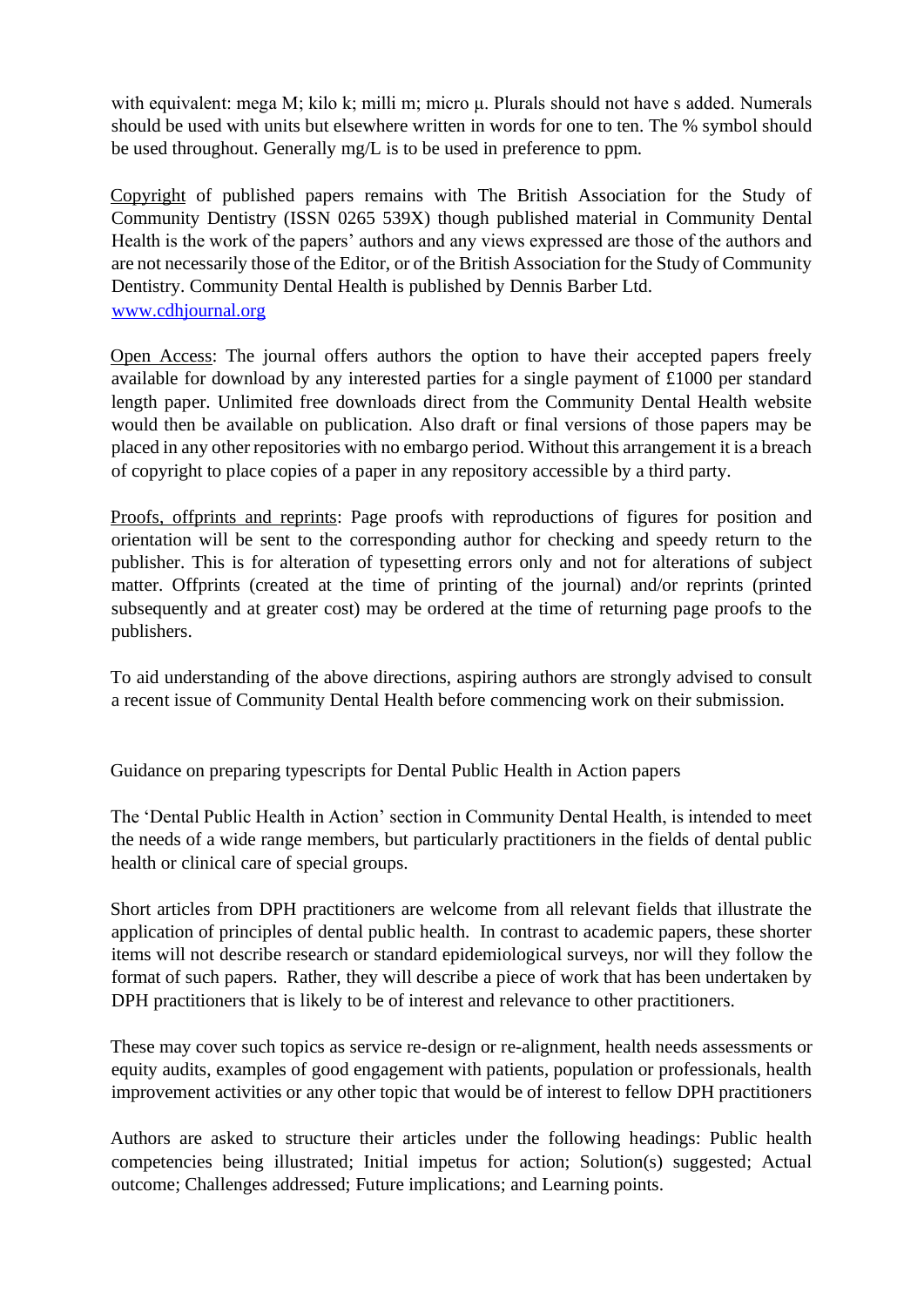with equivalent: mega M; kilo k; milli m; micro μ. Plurals should not have s added. Numerals should be used with units but elsewhere written in words for one to ten. The % symbol should be used throughout. Generally mg/L is to be used in preference to ppm.

Copyright of published papers remains with The British Association for the Study of Community Dentistry (ISSN 0265 539X) though published material in Community Dental Health is the work of the papers' authors and any views expressed are those of the authors and are not necessarily those of the Editor, or of the British Association for the Study of Community Dentistry. Community Dental Health is published by Dennis Barber Ltd.
[www.cdhjournal.org](http://www.cdhjournal.org)

Open Access: The journal offers authors the option to have their accepted papers freely available for download by any interested parties for a single payment of £1000 per standard length paper. Unlimited free downloads direct from the Community Dental Health website would then be available on publication. Also draft or final versions of those papers may be placed in any other repositories with no embargo period. Without this arrangement it is a breach of copyright to place copies of a paper in any repository accessible by a third party.

Proofs, offprints and reprints: Page proofs with reproductions of figures for position and orientation will be sent to the corresponding author for checking and speedy return to the publisher. This is for alteration of typesetting errors only and not for alterations of subject matter. Offprints (created at the time of printing of the journal) and/or reprints (printed subsequently and at greater cost) may be ordered at the time of returning page proofs to the publishers.

To aid understanding of the above directions, aspiring authors are strongly advised to consult a recent issue of Community Dental Health before commencing work on their submission.

## Guidance on preparing typescripts for Dental Public Health in Action papers

The 'Dental Public Health in Action' section in Community Dental Health, is intended to meet the needs of a wide range members, but particularly practitioners in the fields of dental public health or clinical care of special groups.

Short articles from DPH practitioners are welcome from all relevant fields that illustrate the application of principles of dental public health. In contrast to academic papers, these shorter items will not describe research or standard epidemiological surveys, nor will they follow the format of such papers. Rather, they will describe a piece of work that has been undertaken by DPH practitioners that is likely to be of interest and relevance to other practitioners.

These may cover such topics as service re-design or re-alignment, health needs assessments or equity audits, examples of good engagement with patients, population or professionals, health improvement activities or any other topic that would be of interest to fellow DPH practitioners

Authors are asked to structure their articles under the following headings: Public health competencies being illustrated; Initial impetus for action; Solution(s) suggested; Actual outcome; Challenges addressed; Future implications; and Learning points.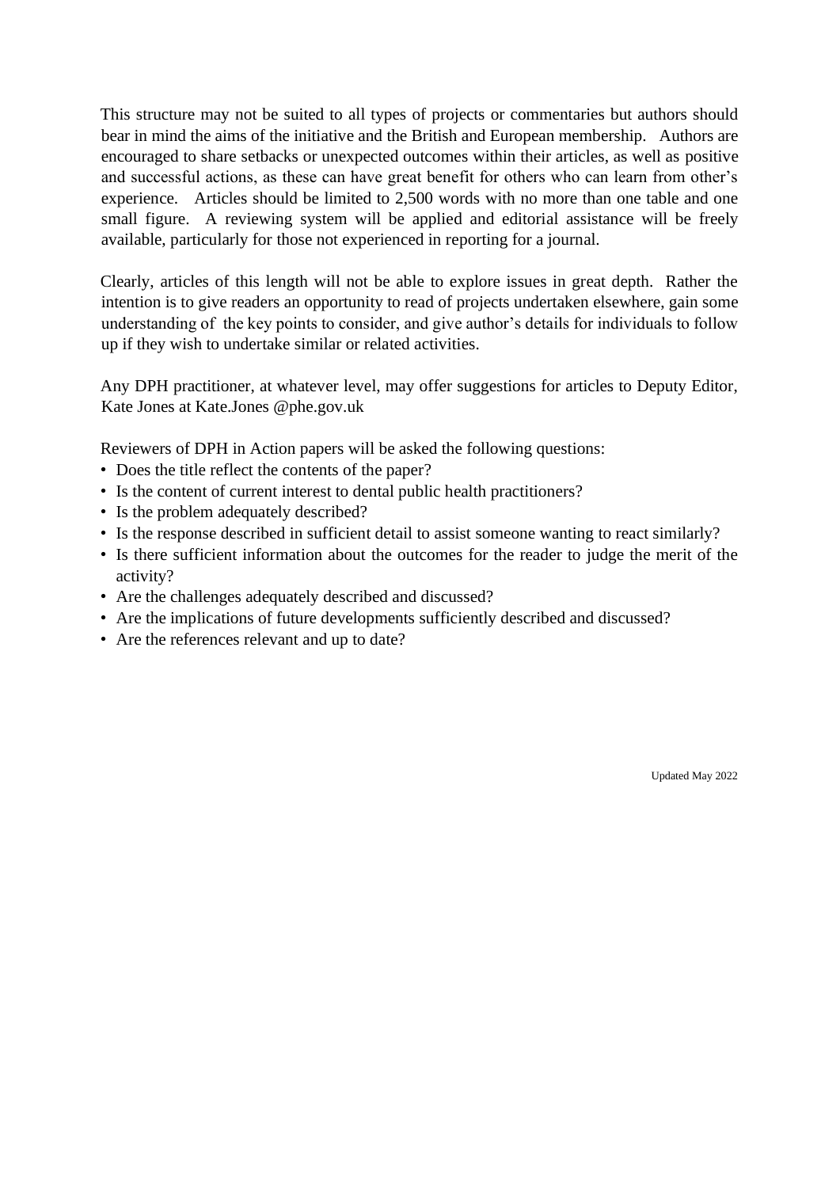This structure may not be suited to all types of projects or commentaries but authors should bear in mind the aims of the initiative and the British and European membership. Authors are encouraged to share setbacks or unexpected outcomes within their articles, as well as positive and successful actions, as these can have great benefit for others who can learn from other's experience. Articles should be limited to 2,500 words with no more than one table and one small figure. A reviewing system will be applied and editorial assistance will be freely available, particularly for those not experienced in reporting for a journal.

Clearly, articles of this length will not be able to explore issues in great depth. Rather the intention is to give readers an opportunity to read of projects undertaken elsewhere, gain some understanding of the key points to consider, and give author's details for individuals to follow up if they wish to undertake similar or related activities.

Any DPH practitioner, at whatever level, may offer suggestions for articles to Deputy Editor, Kate Jones at Kate.Jones @phe.gov.uk

Reviewers of DPH in Action papers will be asked the following questions:

- Does the title reflect the contents of the paper?
- Is the content of current interest to dental public health practitioners?
- Is the problem adequately described?
- Is the response described in sufficient detail to assist someone wanting to react similarly?
- Is there sufficient information about the outcomes for the reader to judge the merit of the activity?
- Are the challenges adequately described and discussed?
- Are the implications of future developments sufficiently described and discussed?
- Are the references relevant and up to date?

Updated May 2022